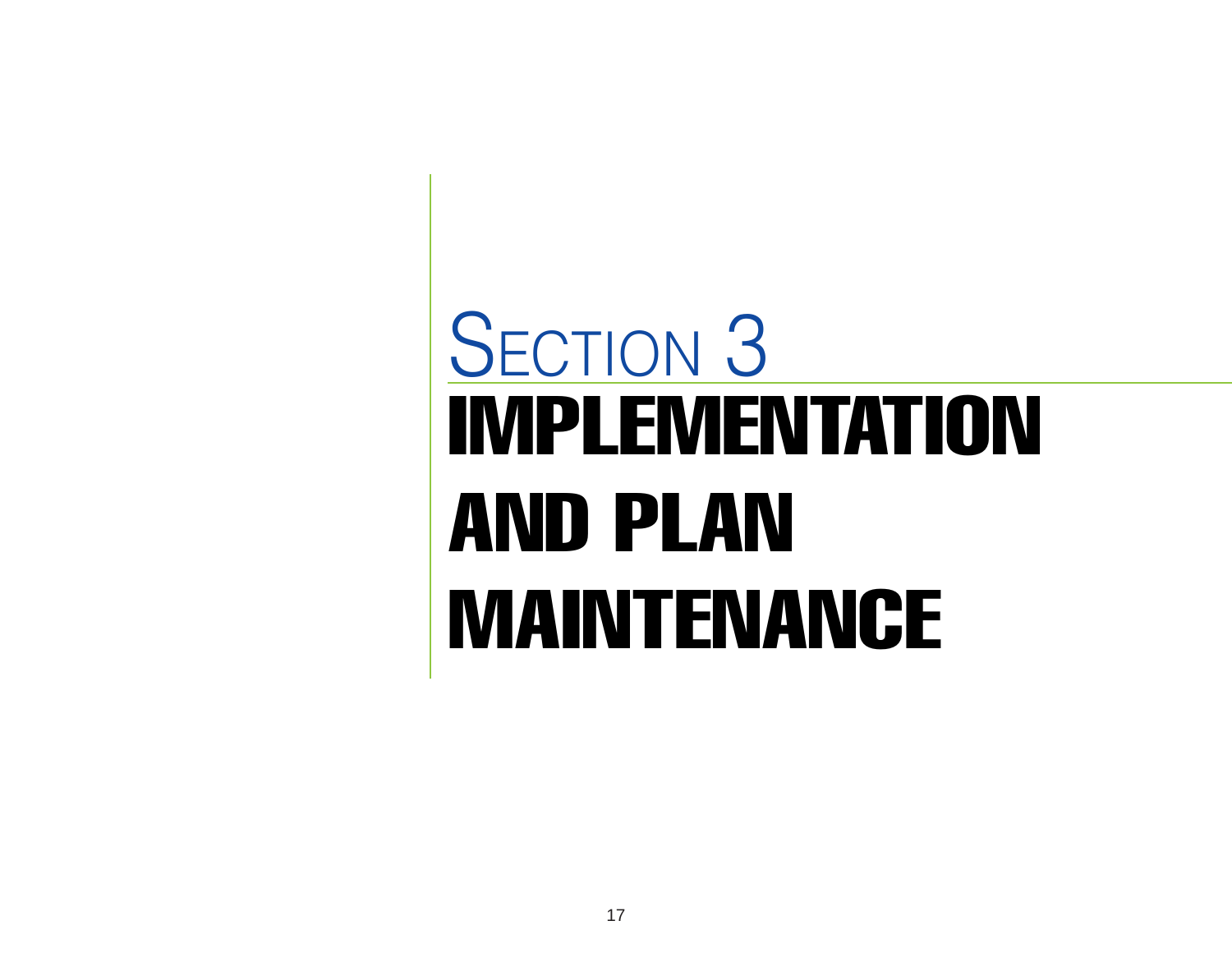# Section 3

# IMPLEMENTATION AND PLAN MAINTENANCE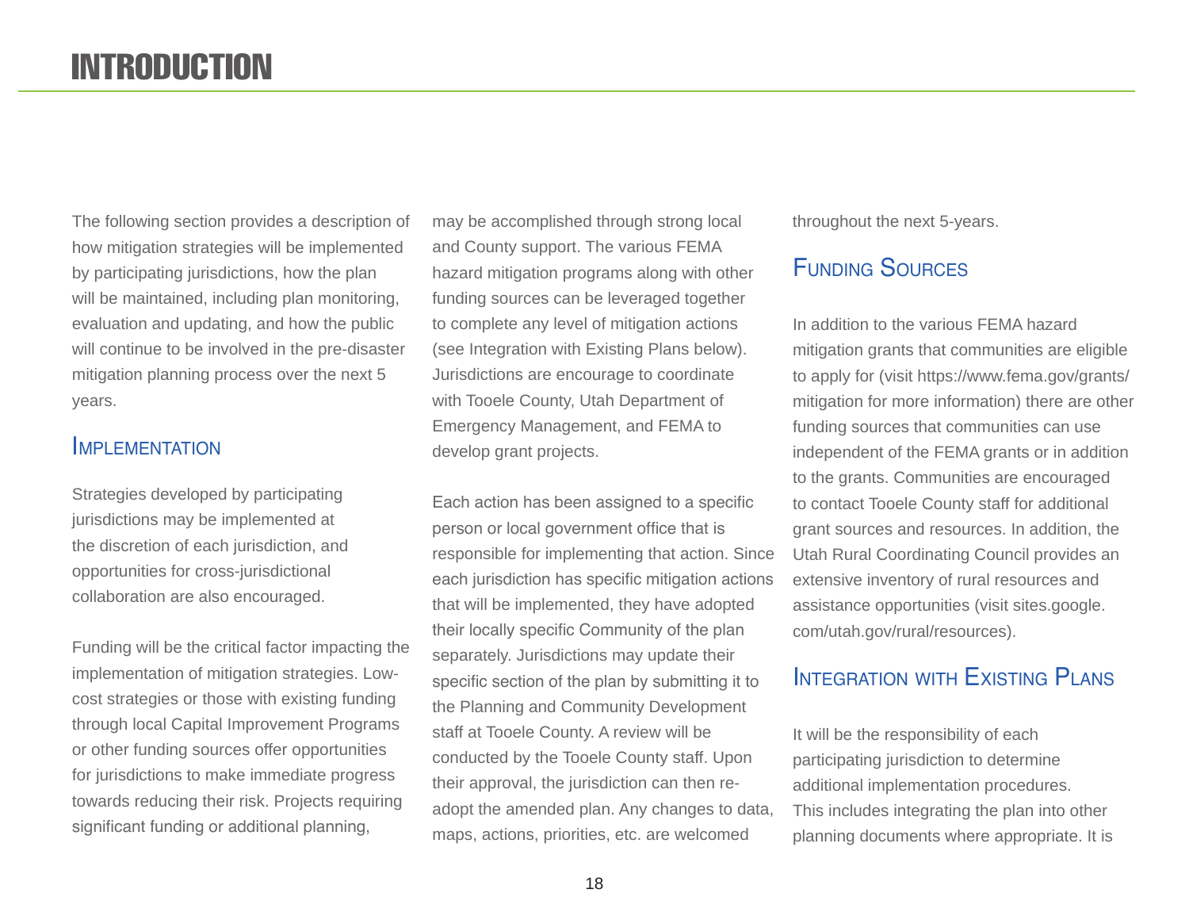# INTRODUCTION

The following section provides a description of how mitigation strategies will be implemented by participating jurisdictions, how the plan will be maintained, including plan monitoring, evaluation and updating, and how the public will continue to be involved in the pre-disaster mitigation planning process over the next 5 years.

## Implementation

Strategies developed by participating jurisdictions may be implemented at the discretion of each jurisdiction, and opportunities for cross-jurisdictional collaboration are also encouraged.

Funding will be the critical factor impacting the implementation of mitigation strategies. Low-cost strategies or those with existing funding through local Capital Improvement Programs or other funding sources offer opportunities for jurisdictions to make immediate progress towards reducing their risk. Projects requiring significant funding or additional planning, may be accomplished through strong local and County support. The various FEMA hazard mitigation programs along with other funding sources can be leveraged together to complete any level of mitigation actions (see Integration with Existing Plans below). Jurisdictions are encourage to coordinate with Tooele County, Utah Department of Emergency Management, and FEMA to develop grant projects.

Each action has been assigned to a specific person or local government office that is responsible for implementing that action. Since each jurisdiction has specific mitigation actions that will be implemented, they have adopted their locally specific Community of the plan separately. Jurisdictions may update their specific section of the plan by submitting it to the Planning and Community Development staff at Tooele County. A review will be conducted by the Tooele County staff. Upon their approval, the jurisdiction can then re-adopt the amended plan. Any changes to data, maps, actions, priorities, etc. are welcomed throughout the next 5-years.

## Funding Sources

In addition to the various FEMA hazard mitigation grants that communities are eligible to apply for (visit https://www.fema.gov/grants/mitigation for more information) there are other funding sources that communities can use independent of the FEMA grants or in addition to the grants. Communities are encouraged to contact Tooele County staff for additional grant sources and resources. In addition, the Utah Rural Coordinating Council provides an extensive inventory of rural resources and assistance opportunities (visit sites.google.com/utah.gov/rural/resources).

## Integration with Existing Plans

It will be the responsibility of each participating jurisdiction to determine additional implementation procedures. This includes integrating the plan into other planning documents where appropriate. It is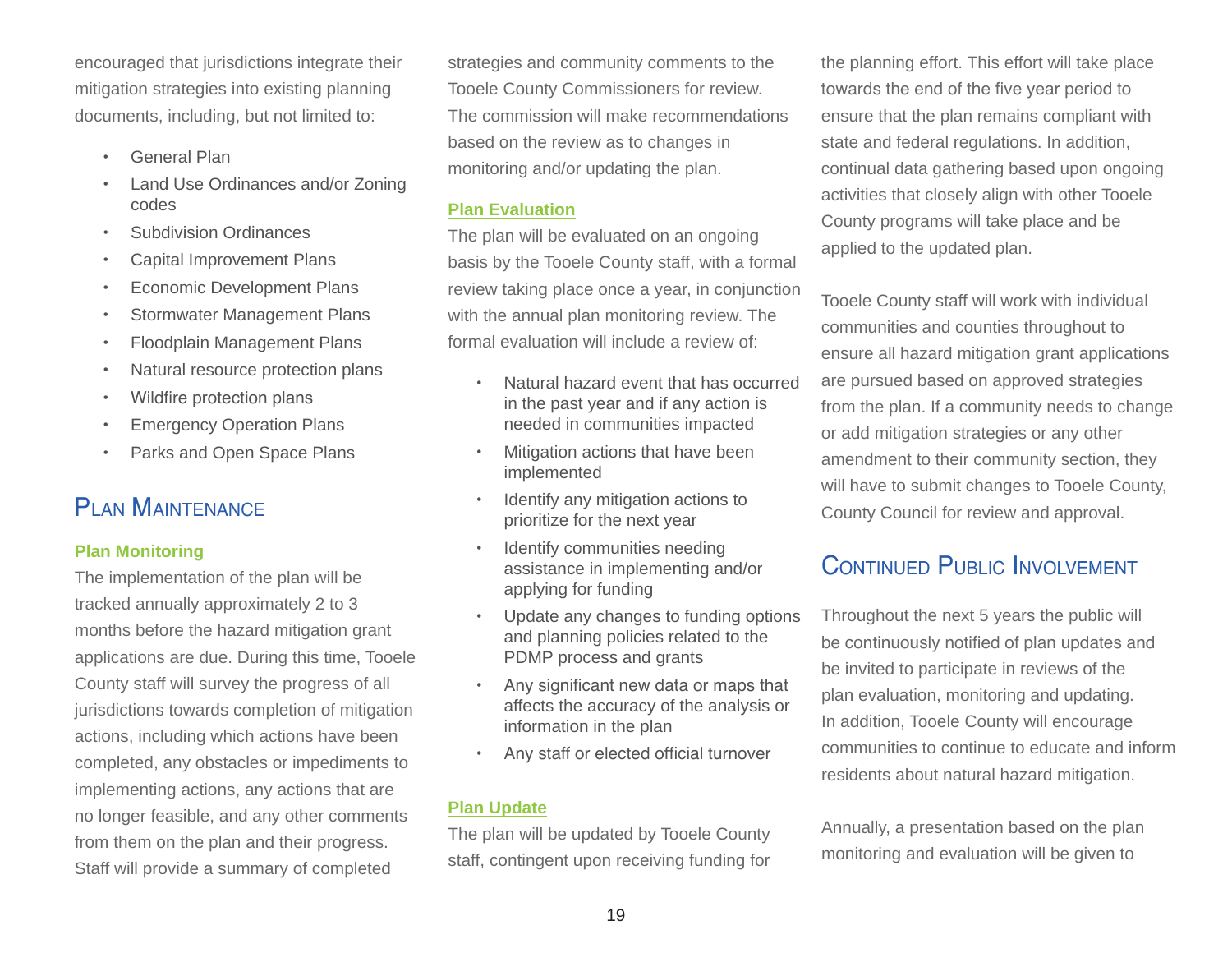encouraged that jurisdictions integrate their mitigation strategies into existing planning documents, including, but not limited to:

- General Plan
- Land Use Ordinances and/or Zoning codes
- Subdivision Ordinances
- Capital Improvement Plans
- Economic Development Plans
- Stormwater Management Plans
- Floodplain Management Plans
- Natural resource protection plans
- Wildfire protection plans
- Emergency Operation Plans
- Parks and Open Space Plans

## Plan Maintenance

### Plan Monitoring

The implementation of the plan will be tracked annually approximately 2 to 3 months before the hazard mitigation grant applications are due. During this time, Tooele County staff will survey the progress of all jurisdictions towards completion of mitigation actions, including which actions have been completed, any obstacles or impediments to implementing actions, any actions that are no longer feasible, and any other comments from them on the plan and their progress. Staff will provide a summary of completed strategies and community comments to the Tooele County Commissioners for review. The commission will make recommendations based on the review as to changes in monitoring and/or updating the plan.

### Plan Evaluation

The plan will be evaluated on an ongoing basis by the Tooele County staff, with a formal review taking place once a year, in conjunction with the annual plan monitoring review. The formal evaluation will include a review of:

- Natural hazard event that has occurred in the past year and if any action is needed in communities impacted
- Mitigation actions that have been implemented
- Identify any mitigation actions to prioritize for the next year
- Identify communities needing assistance in implementing and/or applying for funding
- Update any changes to funding options and planning policies related to the PDMP process and grants
- Any significant new data or maps that affects the accuracy of the analysis or information in the plan
- Any staff or elected official turnover

### Plan Update

The plan will be updated by Tooele County staff, contingent upon receiving funding for the planning effort. This effort will take place towards the end of the five year period to ensure that the plan remains compliant with state and federal regulations. In addition, continual data gathering based upon ongoing activities that closely align with other Tooele County programs will take place and be applied to the updated plan.

Tooele County staff will work with individual communities and counties throughout to ensure all hazard mitigation grant applications are pursued based on approved strategies from the plan. If a community needs to change or add mitigation strategies or any other amendment to their community section, they will have to submit changes to Tooele County, County Council for review and approval.

## Continued Public Involvement

Throughout the next 5 years the public will be continuously notified of plan updates and be invited to participate in reviews of the plan evaluation, monitoring and updating. In addition, Tooele County will encourage communities to continue to educate and inform residents about natural hazard mitigation.

Annually, a presentation based on the plan monitoring and evaluation will be given to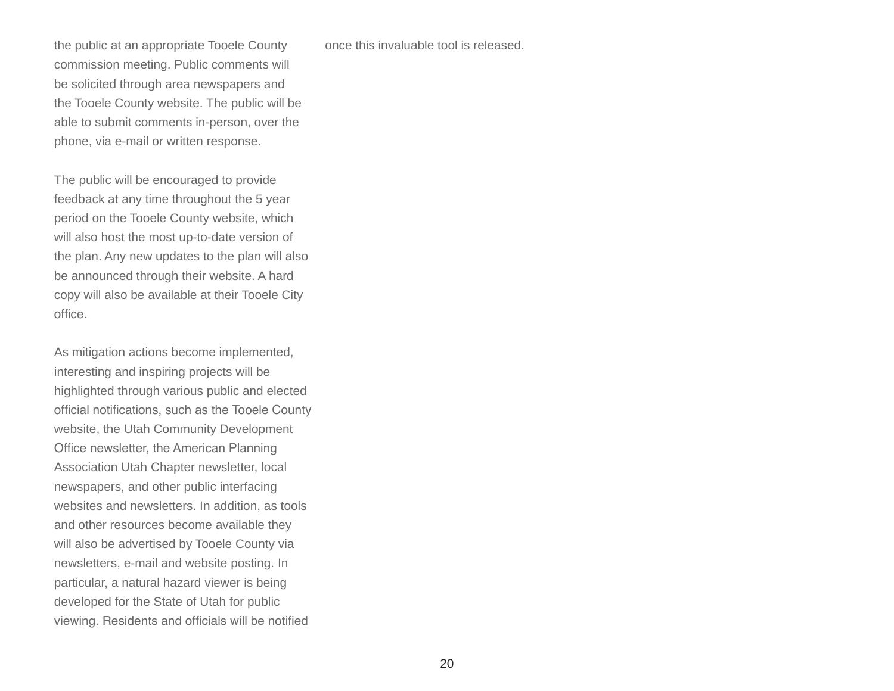the public at an appropriate Tooele County commission meeting. Public comments will be solicited through area newspapers and the Tooele County website. The public will be able to submit comments in-person, over the phone, via e-mail or written response.

The public will be encouraged to provide feedback at any time throughout the 5 year period on the Tooele County website, which will also host the most up-to-date version of the plan. Any new updates to the plan will also be announced through their website. A hard copy will also be available at their Tooele City office.

As mitigation actions become implemented, interesting and inspiring projects will be highlighted through various public and elected official notifications, such as the Tooele County website, the Utah Community Development Office newsletter, the American Planning Association Utah Chapter newsletter, local newspapers, and other public interfacing websites and newsletters. In addition, as tools and other resources become available they will also be advertised by Tooele County via newsletters, e-mail and website posting. In particular, a natural hazard viewer is being developed for the State of Utah for public viewing. Residents and officials will be notified once this invaluable tool is released.